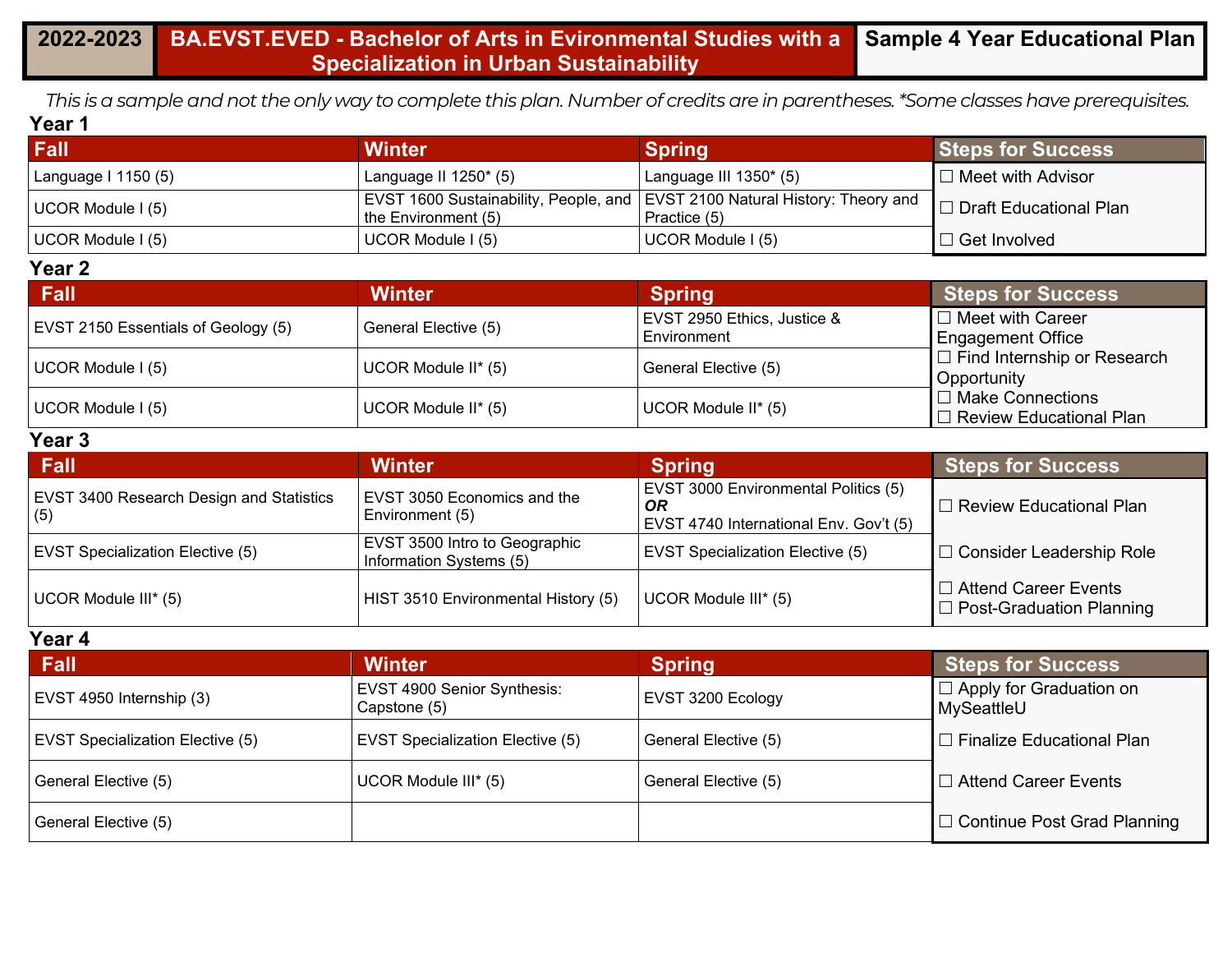# 2022-2023 | BA.EVST.EVED - Bachelor of Arts in Evironmental Studies with a Specialization in Urban Sustainability | Sample 4 Year Educational Plan

*This is a sample and not the only way to complete this plan. Number of credits are in parentheses. *Some classes have prerequisites.*

## Year 1

| Fall | Winter | Spring | Steps for Success |
|---|---|---|---|
| Language I 1150 (5) | Language II 1250* (5) | Language III 1350* (5) | ☐ Meet with Advisor |
| UCOR Module I (5) | EVST 1600 Sustainability, People, and the Environment (5) | EVST 2100 Natural History: Theory and Practice (5) | ☐ Draft Educational Plan |
| UCOR Module I (5) | UCOR Module I (5) | UCOR Module I (5) | ☐ Get Involved |

## Year 2

| Fall | Winter | Spring | Steps for Success |
|---|---|---|---|
| EVST 2150 Essentials of Geology (5) | General Elective (5) | EVST 2950 Ethics, Justice & Environment | ☐ Meet with Career Engagement Office |
| UCOR Module I (5) | UCOR Module II* (5) | General Elective (5) | ☐ Find Internship or Research Opportunity |
| UCOR Module I (5) | UCOR Module II* (5) | UCOR Module II* (5) | ☐ Make Connections<br>☐ Review Educational Plan |

## Year 3

| Fall | Winter | Spring | Steps for Success |
|---|---|---|---|
| EVST 3400 Research Design and Statistics (5) | EVST 3050 Economics and the Environment (5) | EVST 3000 Environmental Politics (5) ***OR*** EVST 4740 International Env. Gov't (5) | ☐ Review Educational Plan |
| EVST Specialization Elective (5) | EVST 3500 Intro to Geographic Information Systems (5) | EVST Specialization Elective (5) | ☐ Consider Leadership Role |
| UCOR Module III* (5) | HIST 3510 Environmental History (5) | UCOR Module III* (5) | ☐ Attend Career Events<br>☐ Post-Graduation Planning |

## Year 4

| Fall | Winter | Spring | Steps for Success |
|---|---|---|---|
| EVST 4950 Internship (3) | EVST 4900 Senior Synthesis: Capstone (5) | EVST 3200 Ecology | ☐ Apply for Graduation on MySeattleU |
| EVST Specialization Elective (5) | EVST Specialization Elective (5) | General Elective (5) | ☐ Finalize Educational Plan |
| General Elective (5) | UCOR Module III* (5) | General Elective (5) | ☐ Attend Career Events |
| General Elective (5) | | | ☐ Continue Post Grad Planning |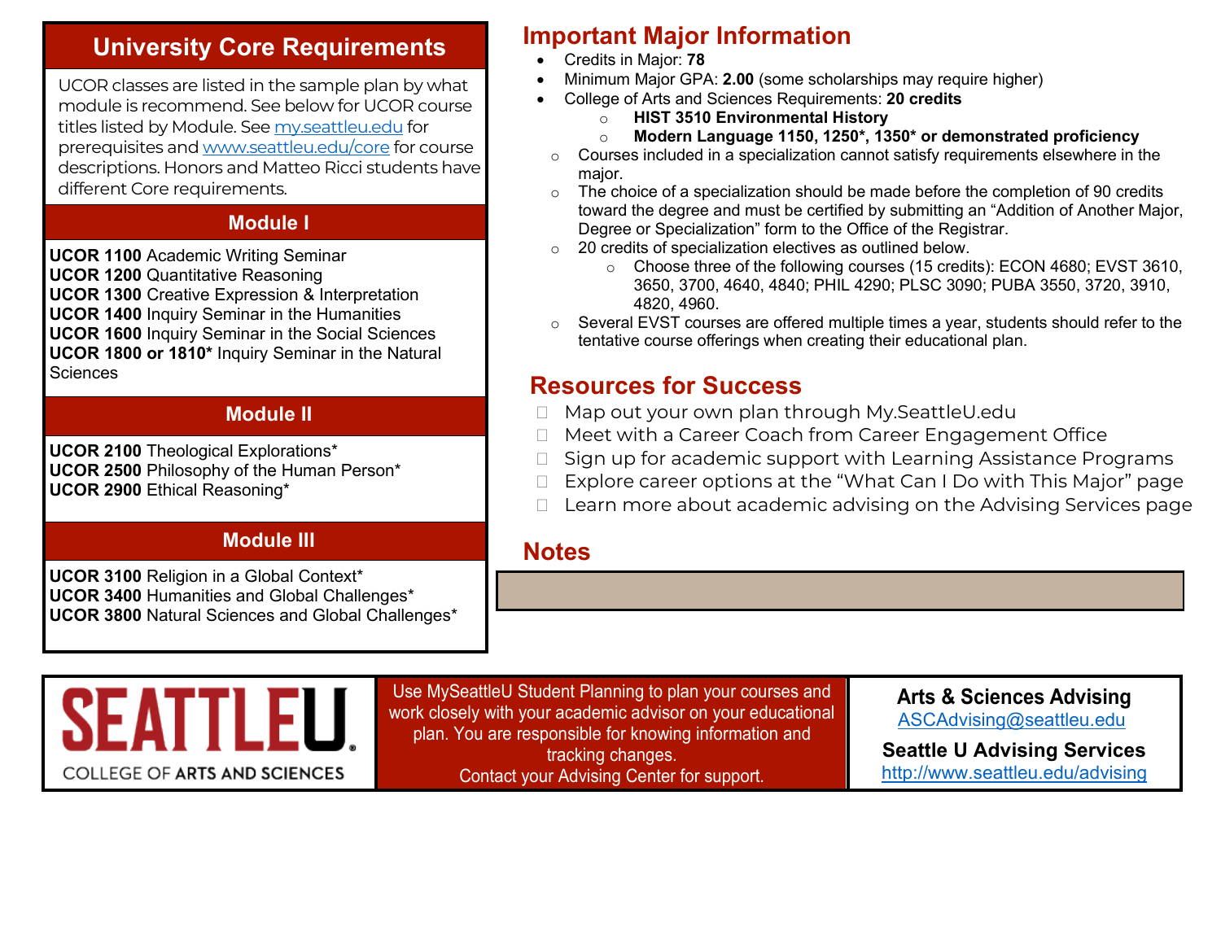## University Core Requirements

UCOR classes are listed in the sample plan by what module is recommend. See below for UCOR course titles listed by Module. See [my.seattleu.edu](my.seattleu.edu) for prerequisites and [www.seattleu.edu/core](www.seattleu.edu/core) for course descriptions. Honors and Matteo Ricci students have different Core requirements.

### Module I

**UCOR 1100** Academic Writing Seminar
**UCOR 1200** Quantitative Reasoning
**UCOR 1300** Creative Expression & Interpretation
**UCOR 1400** Inquiry Seminar in the Humanities
**UCOR 1600** Inquiry Seminar in the Social Sciences
**UCOR 1800 or 1810*** Inquiry Seminar in the Natural Sciences

### Module II

**UCOR 2100** Theological Explorations*
**UCOR 2500** Philosophy of the Human Person*
**UCOR 2900** Ethical Reasoning*

### Module III

**UCOR 3100** Religion in a Global Context*
**UCOR 3400** Humanities and Global Challenges*
**UCOR 3800** Natural Sciences and Global Challenges*

## Important Major Information

- Credits in Major: **78**
- Minimum Major GPA: **2.00** (some scholarships may require higher)
- College of Arts and Sciences Requirements: **20 credits**
  - **HIST 3510 Environmental History**
  - **Modern Language 1150, 1250*, 1350* or demonstrated proficiency**
- Courses included in a specialization cannot satisfy requirements elsewhere in the major.
- The choice of a specialization should be made before the completion of 90 credits toward the degree and must be certified by submitting an "Addition of Another Major, Degree or Specialization" form to the Office of the Registrar.
- 20 credits of specialization electives as outlined below.
  - Choose three of the following courses (15 credits): ECON 4680; EVST 3610, 3650, 3700, 4640, 4840; PHIL 4290; PLSC 3090; PUBA 3550, 3720, 3910, 4820, 4960.
- Several EVST courses are offered multiple times a year, students should refer to the tentative course offerings when creating their educational plan.

## Resources for Success

- Map out your own plan through My.SeattleU.edu
- Meet with a Career Coach from Career Engagement Office
- Sign up for academic support with Learning Assistance Programs
- Explore career options at the "What Can I Do with This Major" page
- Learn more about academic advising on the Advising Services page

## Notes

SEATTLE U
COLLEGE OF ARTS AND SCIENCES

Use MySeattleU Student Planning to plan your courses and work closely with your academic advisor on your educational plan. You are responsible for knowing information and tracking changes.
Contact your Advising Center for support.

**Arts & Sciences Advising**
[ASCAdvising@seattleu.edu](mailto:ASCAdvising@seattleu.edu)

**Seattle U Advising Services**
[http://www.seattleu.edu/advising](http://www.seattleu.edu/advising)